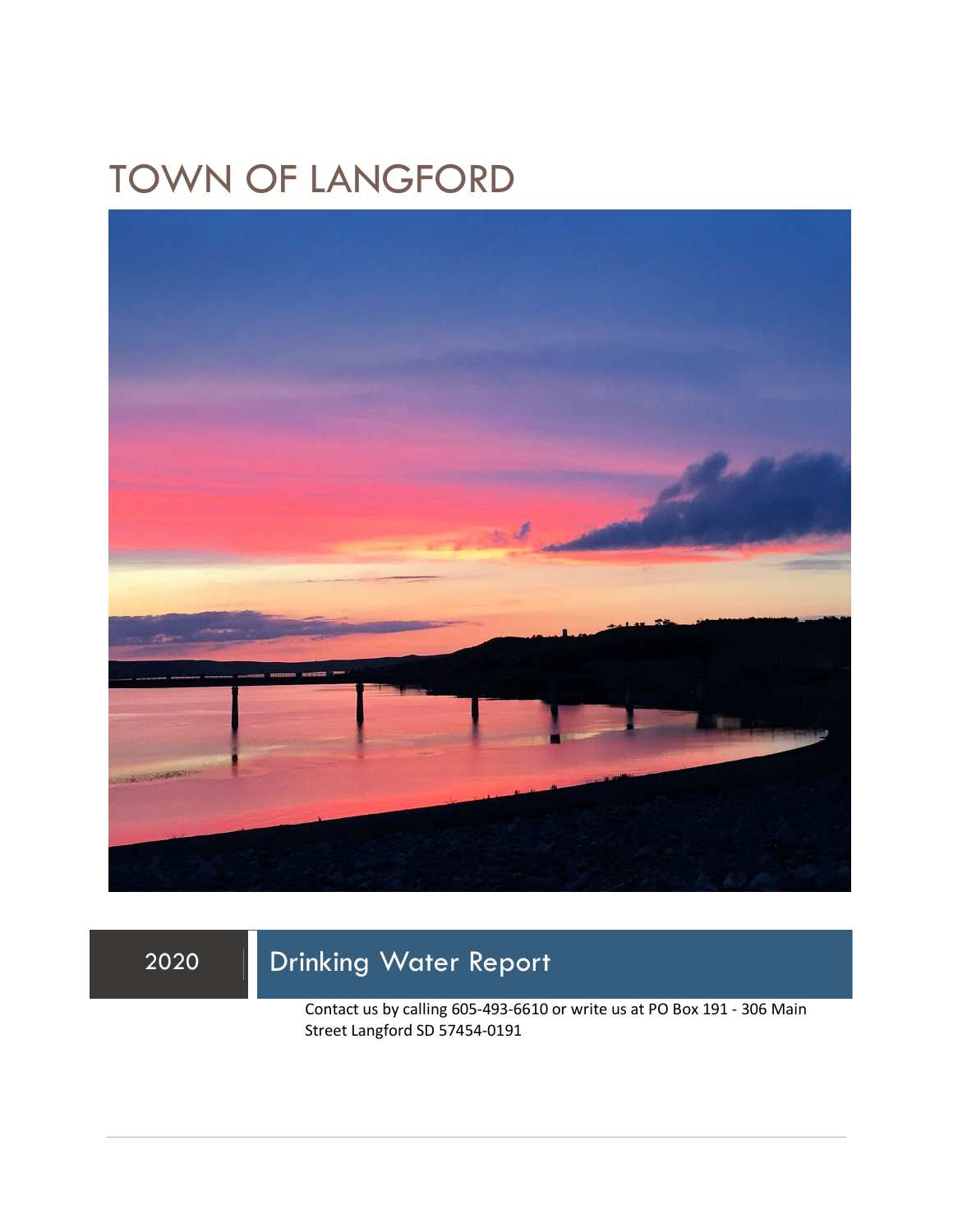# TOWN OF LANGFORD

2020 | Drinking Water Report

Contact us by calling 605-493-6610 or write us at PO Box 191 - 306 Main Street Langford SD 57454-0191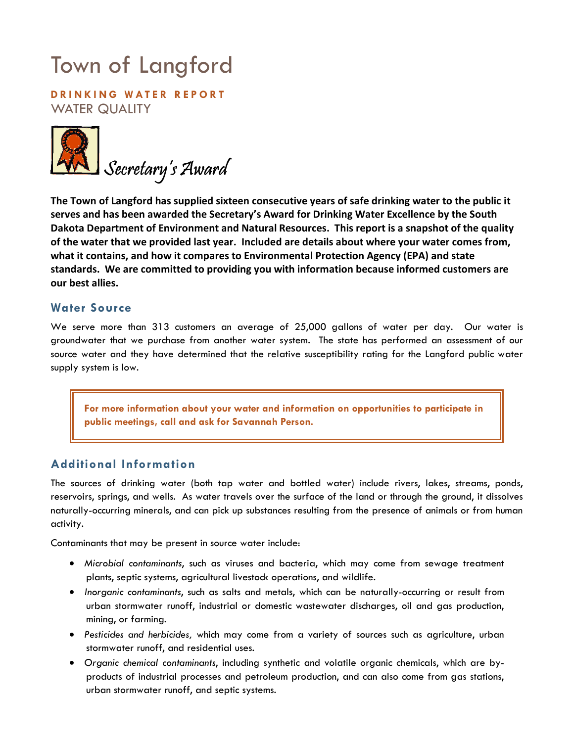# Town of Langford

**DRINKING WATER REPORT**

WATER QUALITY

Secretary's Award

**The Town of Langford has supplied sixteen consecutive years of safe drinking water to the public it serves and has been awarded the Secretary's Award for Drinking Water Excellence by the South Dakota Department of Environment and Natural Resources. This report is a snapshot of the quality of the water that we provided last year. Included are details about where your water comes from, what it contains, and how it compares to Environmental Protection Agency (EPA) and state standards. We are committed to providing you with information because informed customers are our best allies.**

## Water Source

We serve more than 313 customers an average of 25,000 gallons of water per day. Our water is groundwater that we purchase from another water system. The state has performed an assessment of our source water and they have determined that the relative susceptibility rating for the Langford public water supply system is low.

> **For more information about your water and information on opportunities to participate in public meetings, call and ask for Savannah Person.**

## Additional Information

The sources of drinking water (both tap water and bottled water) include rivers, lakes, streams, ponds, reservoirs, springs, and wells. As water travels over the surface of the land or through the ground, it dissolves naturally-occurring minerals, and can pick up substances resulting from the presence of animals or from human activity.

Contaminants that may be present in source water include:

- *Microbial contaminants*, such as viruses and bacteria, which may come from sewage treatment plants, septic systems, agricultural livestock operations, and wildlife.
- *Inorganic contaminants*, such as salts and metals, which can be naturally-occurring or result from urban stormwater runoff, industrial or domestic wastewater discharges, oil and gas production, mining, or farming.
- *Pesticides and herbicides,* which may come from a variety of sources such as agriculture, urban stormwater runoff, and residential uses.
- *Organic chemical contaminants*, including synthetic and volatile organic chemicals, which are by-products of industrial processes and petroleum production, and can also come from gas stations, urban stormwater runoff, and septic systems.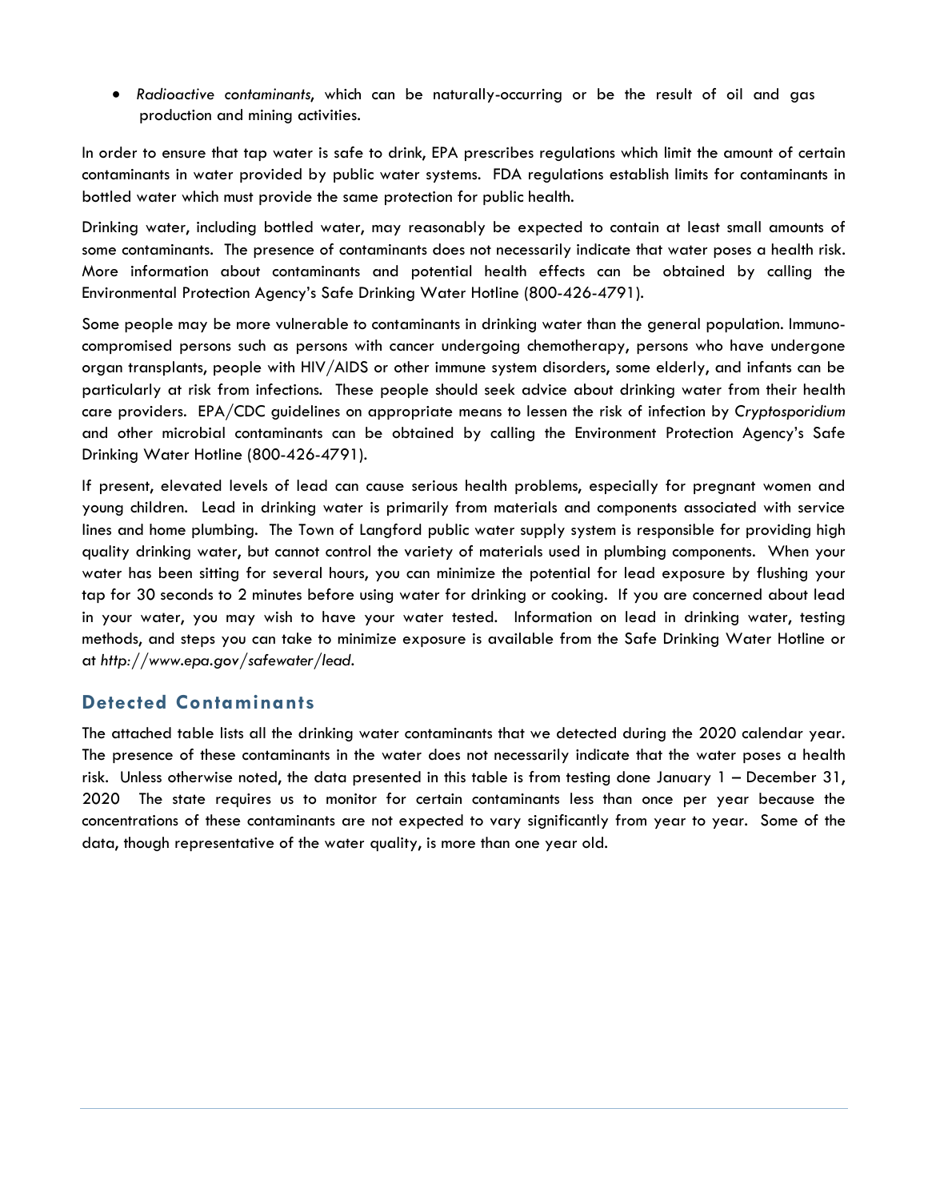- *Radioactive contaminants*, which can be naturally-occurring or be the result of oil and gas production and mining activities.

In order to ensure that tap water is safe to drink, EPA prescribes regulations which limit the amount of certain contaminants in water provided by public water systems. FDA regulations establish limits for contaminants in bottled water which must provide the same protection for public health.

Drinking water, including bottled water, may reasonably be expected to contain at least small amounts of some contaminants. The presence of contaminants does not necessarily indicate that water poses a health risk. More information about contaminants and potential health effects can be obtained by calling the Environmental Protection Agency's Safe Drinking Water Hotline (800-426-4791).

Some people may be more vulnerable to contaminants in drinking water than the general population. Immuno-compromised persons such as persons with cancer undergoing chemotherapy, persons who have undergone organ transplants, people with HIV/AIDS or other immune system disorders, some elderly, and infants can be particularly at risk from infections. These people should seek advice about drinking water from their health care providers. EPA/CDC guidelines on appropriate means to lessen the risk of infection by *Cryptosporidium* and other microbial contaminants can be obtained by calling the Environment Protection Agency's Safe Drinking Water Hotline (800-426-4791).

If present, elevated levels of lead can cause serious health problems, especially for pregnant women and young children. Lead in drinking water is primarily from materials and components associated with service lines and home plumbing. The Town of Langford public water supply system is responsible for providing high quality drinking water, but cannot control the variety of materials used in plumbing components. When your water has been sitting for several hours, you can minimize the potential for lead exposure by flushing your tap for 30 seconds to 2 minutes before using water for drinking or cooking. If you are concerned about lead in your water, you may wish to have your water tested. Information on lead in drinking water, testing methods, and steps you can take to minimize exposure is available from the Safe Drinking Water Hotline or at *http://www.epa.gov/safewater/lead*.

## Detected Contaminants

The attached table lists all the drinking water contaminants that we detected during the 2020 calendar year. The presence of these contaminants in the water does not necessarily indicate that the water poses a health risk. Unless otherwise noted, the data presented in this table is from testing done January 1 – December 31, 2020 The state requires us to monitor for certain contaminants less than once per year because the concentrations of these contaminants are not expected to vary significantly from year to year. Some of the data, though representative of the water quality, is more than one year old.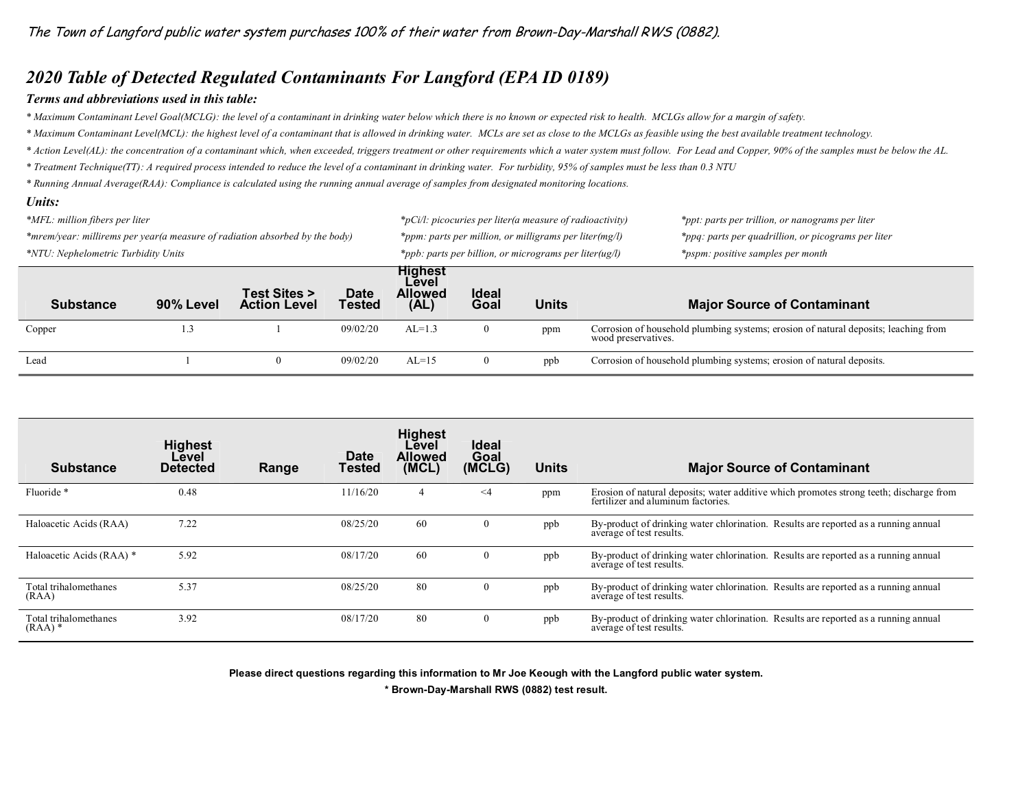*The Town of Langford public water system purchases 100% of their water from Brown-Day-Marshall RWS (0882).*

## *2020 Table of Detected Regulated Contaminants For Langford (EPA ID 0189)*

### *Terms and abbreviations used in this table:*

* *Maximum Contaminant Level Goal(MCLG): the level of a contaminant in drinking water below which there is no known or expected risk to health. MCLGs allow for a margin of safety.*
* *Maximum Contaminant Level(MCL): the highest level of a contaminant that is allowed in drinking water. MCLs are set as close to the MCLGs as feasible using the best available treatment technology.*
* *Action Level(AL): the concentration of a contaminant which, when exceeded, triggers treatment or other requirements which a water system must follow. For Lead and Copper, 90% of the samples must be below the AL.*
* *Treatment Technique(TT): A required process intended to reduce the level of a contaminant in drinking water. For turbidity, 95% of samples must be less than 0.3 NTU*
* *Running Annual Average(RAA): Compliance is calculated using the running annual average of samples from designated monitoring locations.*

### *Units:*

*MFL: million fibers per liter*
*mrem/year: millirems per year(a measure of radiation absorbed by the body)*
*NTU: Nephelometric Turbidity Units*
*pCi/l: picocuries per liter(a measure of radioactivity)*
*ppm: parts per million, or milligrams per liter(mg/l)*
*ppb: parts per billion, or micrograms per liter(ug/l)*
*ppt: parts per trillion, or nanograms per liter*
*ppq: parts per quadrillion, or picograms per liter*
*pspm: positive samples per month*

| Substance | 90% Level | Test Sites > Action Level | Date Tested | Highest Level Allowed (AL) | Ideal Goal | Units | Major Source of Contaminant |
|---|---|---|---|---|---|---|---|
| Copper | 1.3 | 1 | 09/02/20 | AL=1.3 | 0 | ppm | Corrosion of household plumbing systems; erosion of natural deposits; leaching from wood preservatives. |
| Lead | 1 | 0 | 09/02/20 | AL=15 | 0 | ppb | Corrosion of household plumbing systems; erosion of natural deposits. |

| Substance | Highest Level Detected | Range | Date Tested | Highest Level Allowed (MCL) | Ideal Goal (MCLG) | Units | Major Source of Contaminant |
|---|---|---|---|---|---|---|---|
| Fluoride * | 0.48 | | 11/16/20 | 4 | <4 | ppm | Erosion of natural deposits; water additive which promotes strong teeth; discharge from fertilizer and aluminum factories. |
| Haloacetic Acids (RAA) | 7.22 | | 08/25/20 | 60 | 0 | ppb | By-product of drinking water chlorination. Results are reported as a running annual average of test results. |
| Haloacetic Acids (RAA) * | 5.92 | | 08/17/20 | 60 | 0 | ppb | By-product of drinking water chlorination. Results are reported as a running annual average of test results. |
| Total trihalomethanes (RAA) | 5.37 | | 08/25/20 | 80 | 0 | ppb | By-product of drinking water chlorination. Results are reported as a running annual average of test results. |
| Total trihalomethanes (RAA) * | 3.92 | | 08/17/20 | 80 | 0 | ppb | By-product of drinking water chlorination. Results are reported as a running annual average of test results. |

**Please direct questions regarding this information to Mr Joe Keough with the Langford public water system.**

**\* Brown-Day-Marshall RWS (0882) test result.**